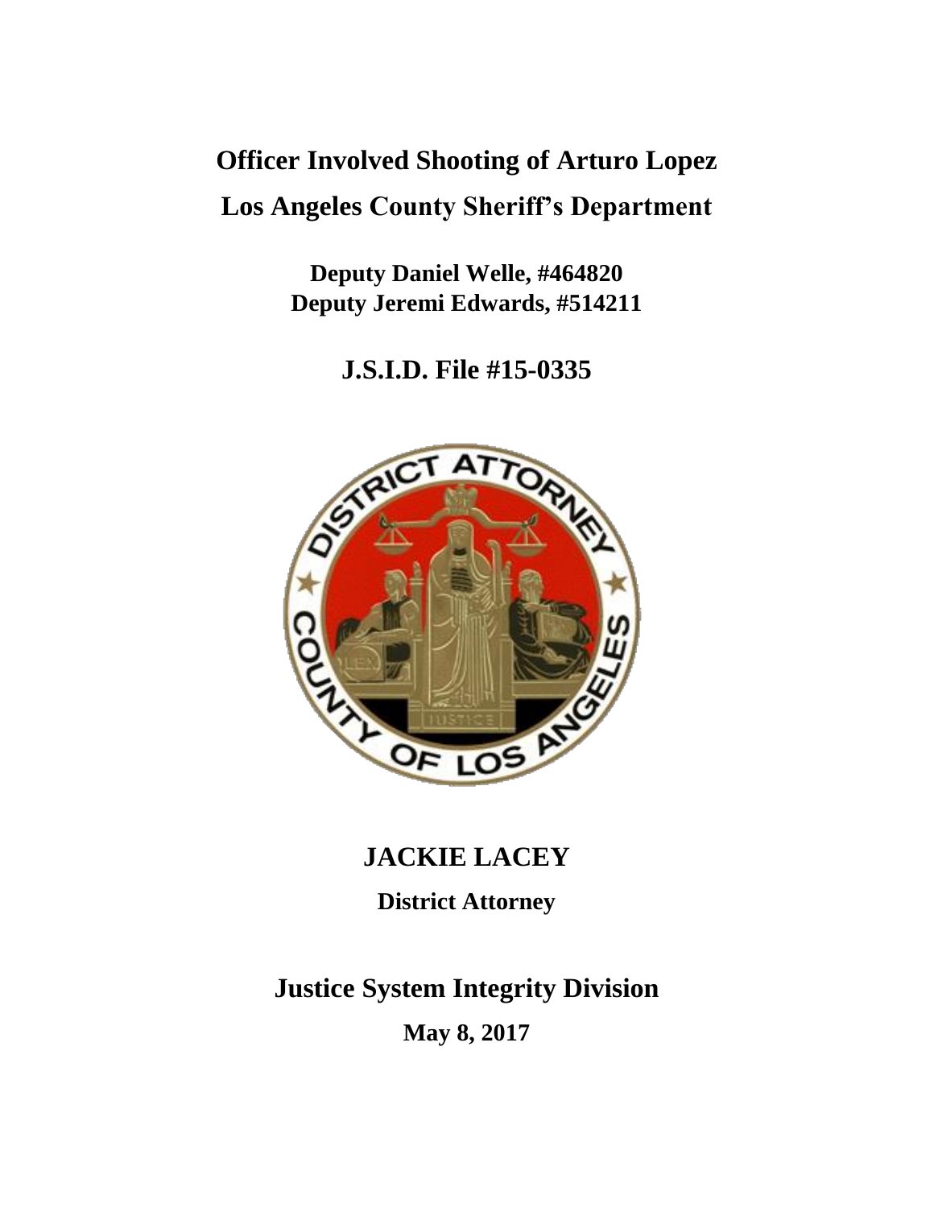# Officer Involved Shooting of Arturo Lopez

## Los Angeles County Sheriff's Department

**Deputy Daniel Welle, #464820**
**Deputy Jeremi Edwards, #514211**

## J.S.I.D. File #15-0335

## JACKIE LACEY

**District Attorney**

## Justice System Integrity Division

**May 8, 2017**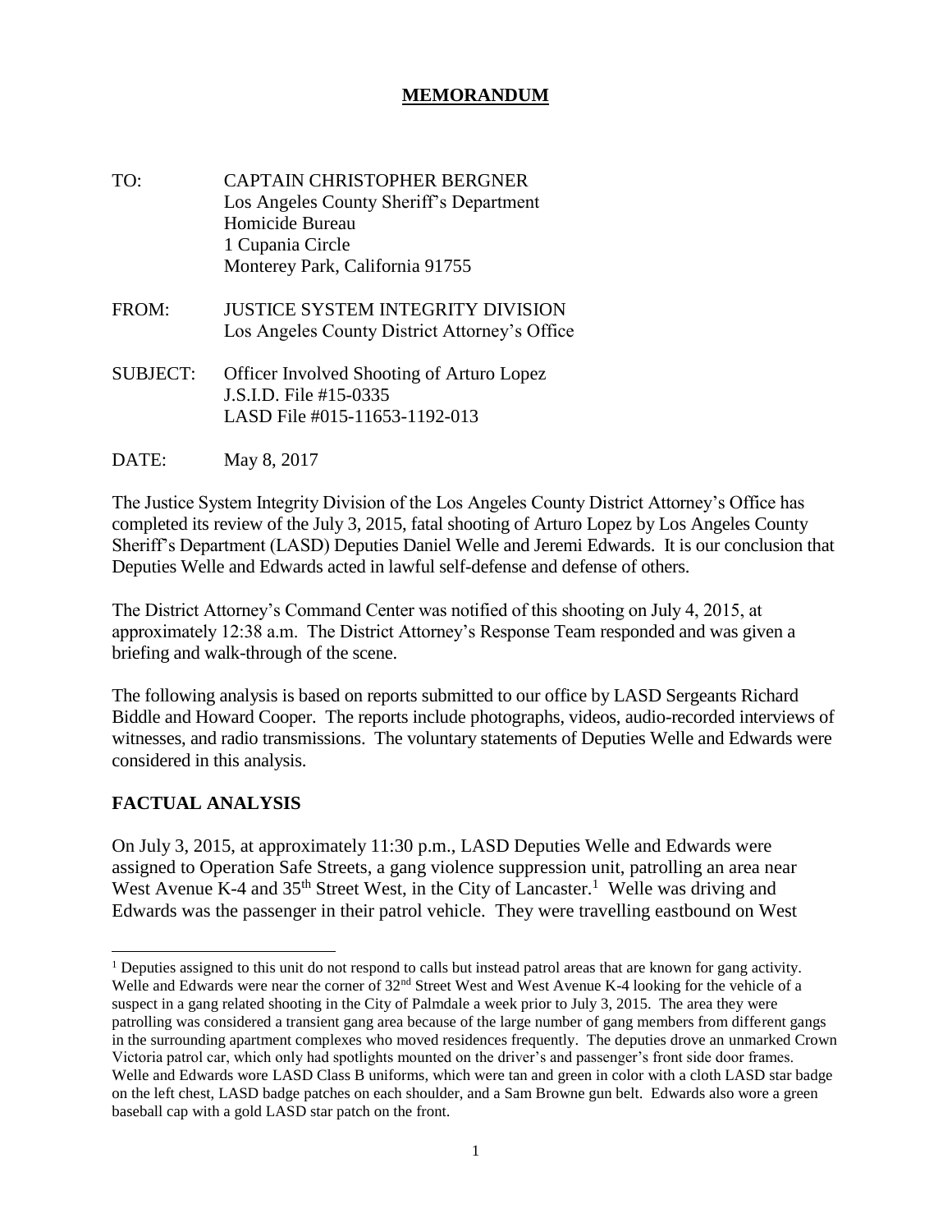**MEMORANDUM**

TO: CAPTAIN CHRISTOPHER BERGNER
Los Angeles County Sheriff's Department
Homicide Bureau
1 Cupania Circle
Monterey Park, California 91755

FROM: JUSTICE SYSTEM INTEGRITY DIVISION
Los Angeles County District Attorney's Office

SUBJECT: Officer Involved Shooting of Arturo Lopez
J.S.I.D. File #15-0335
LASD File #015-11653-1192-013

DATE: May 8, 2017

The Justice System Integrity Division of the Los Angeles County District Attorney's Office has completed its review of the July 3, 2015, fatal shooting of Arturo Lopez by Los Angeles County Sheriff's Department (LASD) Deputies Daniel Welle and Jeremi Edwards. It is our conclusion that Deputies Welle and Edwards acted in lawful self-defense and defense of others.

The District Attorney's Command Center was notified of this shooting on July 4, 2015, at approximately 12:38 a.m. The District Attorney's Response Team responded and was given a briefing and walk-through of the scene.

The following analysis is based on reports submitted to our office by LASD Sergeants Richard Biddle and Howard Cooper. The reports include photographs, videos, audio-recorded interviews of witnesses, and radio transmissions. The voluntary statements of Deputies Welle and Edwards were considered in this analysis.

## FACTUAL ANALYSIS

On July 3, 2015, at approximately 11:30 p.m., LASD Deputies Welle and Edwards were assigned to Operation Safe Streets, a gang violence suppression unit, patrolling an area near West Avenue K-4 and 35th Street West, in the City of Lancaster.[1] Welle was driving and Edwards was the passenger in their patrol vehicle. They were travelling eastbound on West

[1] Deputies assigned to this unit do not respond to calls but instead patrol areas that are known for gang activity. Welle and Edwards were near the corner of 32nd Street West and West Avenue K-4 looking for the vehicle of a suspect in a gang related shooting in the City of Palmdale a week prior to July 3, 2015. The area they were patrolling was considered a transient gang area because of the large number of gang members from different gangs in the surrounding apartment complexes who moved residences frequently. The deputies drove an unmarked Crown Victoria patrol car, which only had spotlights mounted on the driver's and passenger's front side door frames. Welle and Edwards wore LASD Class B uniforms, which were tan and green in color with a cloth LASD star badge on the left chest, LASD badge patches on each shoulder, and a Sam Browne gun belt. Edwards also wore a green baseball cap with a gold LASD star patch on the front.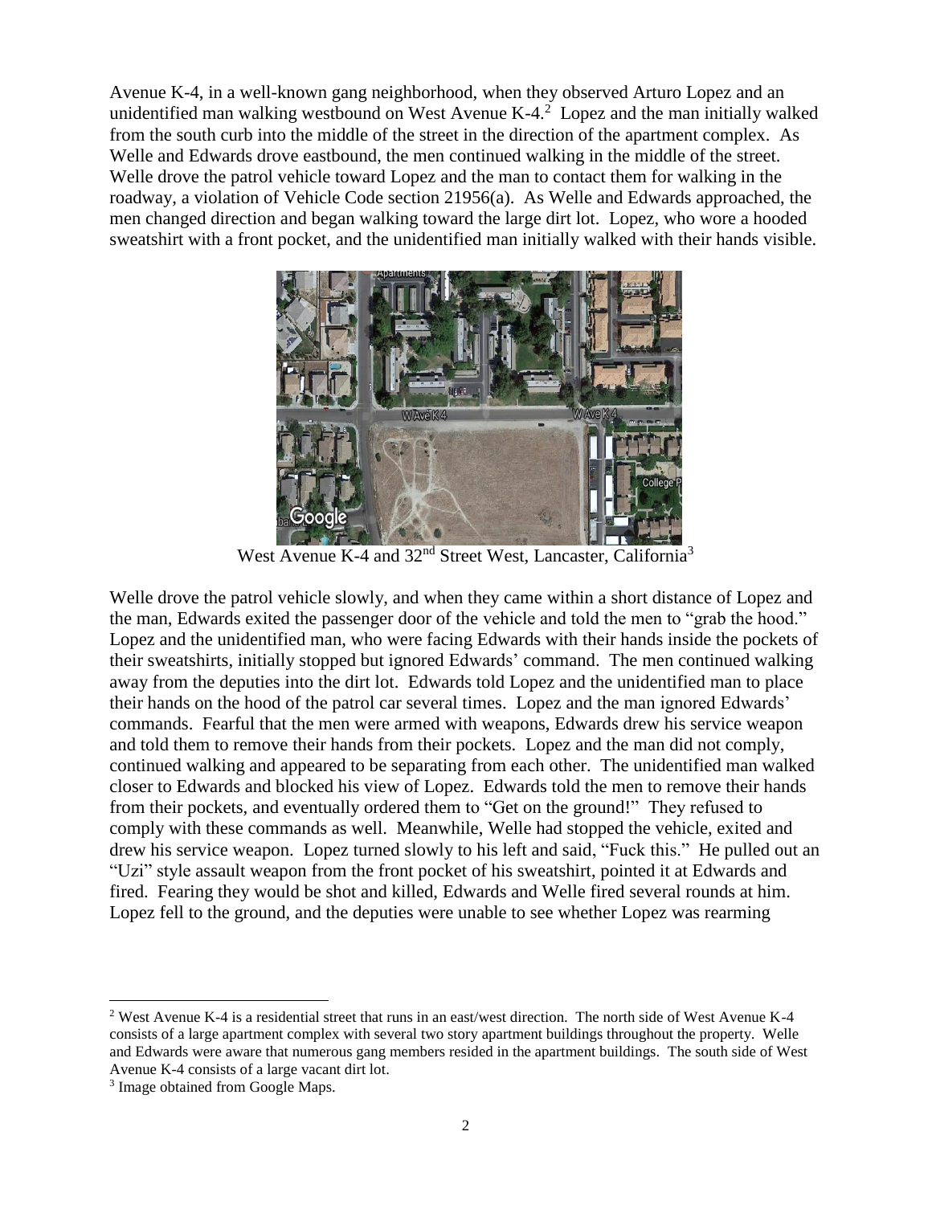Avenue K-4, in a well-known gang neighborhood, when they observed Arturo Lopez and an unidentified man walking westbound on West Avenue K-4.[2] Lopez and the man initially walked from the south curb into the middle of the street in the direction of the apartment complex. As Welle and Edwards drove eastbound, the men continued walking in the middle of the street. Welle drove the patrol vehicle toward Lopez and the man to contact them for walking in the roadway, a violation of Vehicle Code section 21956(a). As Welle and Edwards approached, the men changed direction and began walking toward the large dirt lot. Lopez, who wore a hooded sweatshirt with a front pocket, and the unidentified man initially walked with their hands visible.

West Avenue K-4 and 32nd Street West, Lancaster, California[3]

Welle drove the patrol vehicle slowly, and when they came within a short distance of Lopez and the man, Edwards exited the passenger door of the vehicle and told the men to "grab the hood." Lopez and the unidentified man, who were facing Edwards with their hands inside the pockets of their sweatshirts, initially stopped but ignored Edwards' command. The men continued walking away from the deputies into the dirt lot. Edwards told Lopez and the unidentified man to place their hands on the hood of the patrol car several times. Lopez and the man ignored Edwards' commands. Fearful that the men were armed with weapons, Edwards drew his service weapon and told them to remove their hands from their pockets. Lopez and the man did not comply, continued walking and appeared to be separating from each other. The unidentified man walked closer to Edwards and blocked his view of Lopez. Edwards told the men to remove their hands from their pockets, and eventually ordered them to "Get on the ground!" They refused to comply with these commands as well. Meanwhile, Welle had stopped the vehicle, exited and drew his service weapon. Lopez turned slowly to his left and said, "Fuck this." He pulled out an "Uzi" style assault weapon from the front pocket of his sweatshirt, pointed it at Edwards and fired. Fearing they would be shot and killed, Edwards and Welle fired several rounds at him. Lopez fell to the ground, and the deputies were unable to see whether Lopez was rearming

---

[2] West Avenue K-4 is a residential street that runs in an east/west direction. The north side of West Avenue K-4 consists of a large apartment complex with several two story apartment buildings throughout the property. Welle and Edwards were aware that numerous gang members resided in the apartment buildings. The south side of West Avenue K-4 consists of a large vacant dirt lot.

[3] Image obtained from Google Maps.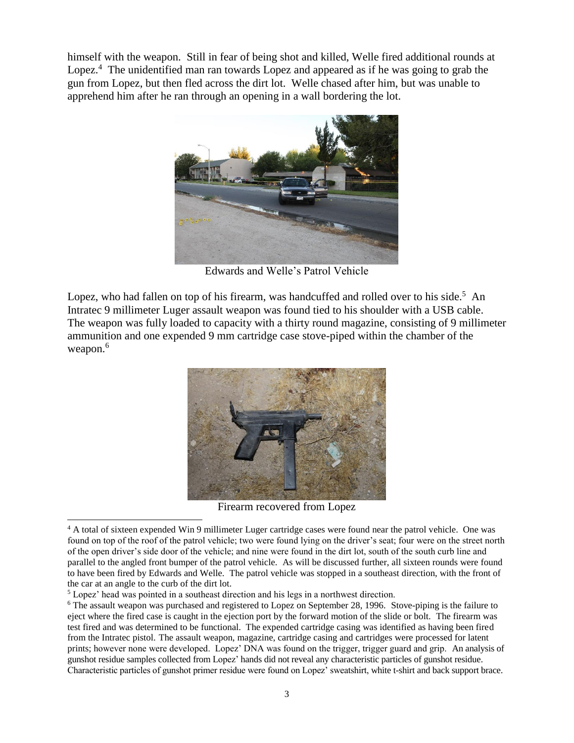himself with the weapon. Still in fear of being shot and killed, Welle fired additional rounds at Lopez.[4] The unidentified man ran towards Lopez and appeared as if he was going to grab the gun from Lopez, but then fled across the dirt lot. Welle chased after him, but was unable to apprehend him after he ran through an opening in a wall bordering the lot.

Edwards and Welle's Patrol Vehicle

Lopez, who had fallen on top of his firearm, was handcuffed and rolled over to his side.[5] An Intratec 9 millimeter Luger assault weapon was found tied to his shoulder with a USB cable. The weapon was fully loaded to capacity with a thirty round magazine, consisting of 9 millimeter ammunition and one expended 9 mm cartridge case stove-piped within the chamber of the weapon.[6]

Firearm recovered from Lopez

---

[4] A total of sixteen expended Win 9 millimeter Luger cartridge cases were found near the patrol vehicle. One was found on top of the roof of the patrol vehicle; two were found lying on the driver's seat; four were on the street north of the open driver's side door of the vehicle; and nine were found in the dirt lot, south of the south curb line and parallel to the angled front bumper of the patrol vehicle. As will be discussed further, all sixteen rounds were found to have been fired by Edwards and Welle. The patrol vehicle was stopped in a southeast direction, with the front of the car at an angle to the curb of the dirt lot.

[5] Lopez' head was pointed in a southeast direction and his legs in a northwest direction.

[6] The assault weapon was purchased and registered to Lopez on September 28, 1996. Stove-piping is the failure to eject where the fired case is caught in the ejection port by the forward motion of the slide or bolt. The firearm was test fired and was determined to be functional. The expended cartridge casing was identified as having been fired from the Intratec pistol. The assault weapon, magazine, cartridge casing and cartridges were processed for latent prints; however none were developed. Lopez' DNA was found on the trigger, trigger guard and grip. An analysis of gunshot residue samples collected from Lopez' hands did not reveal any characteristic particles of gunshot residue. Characteristic particles of gunshot primer residue were found on Lopez' sweatshirt, white t-shirt and back support brace.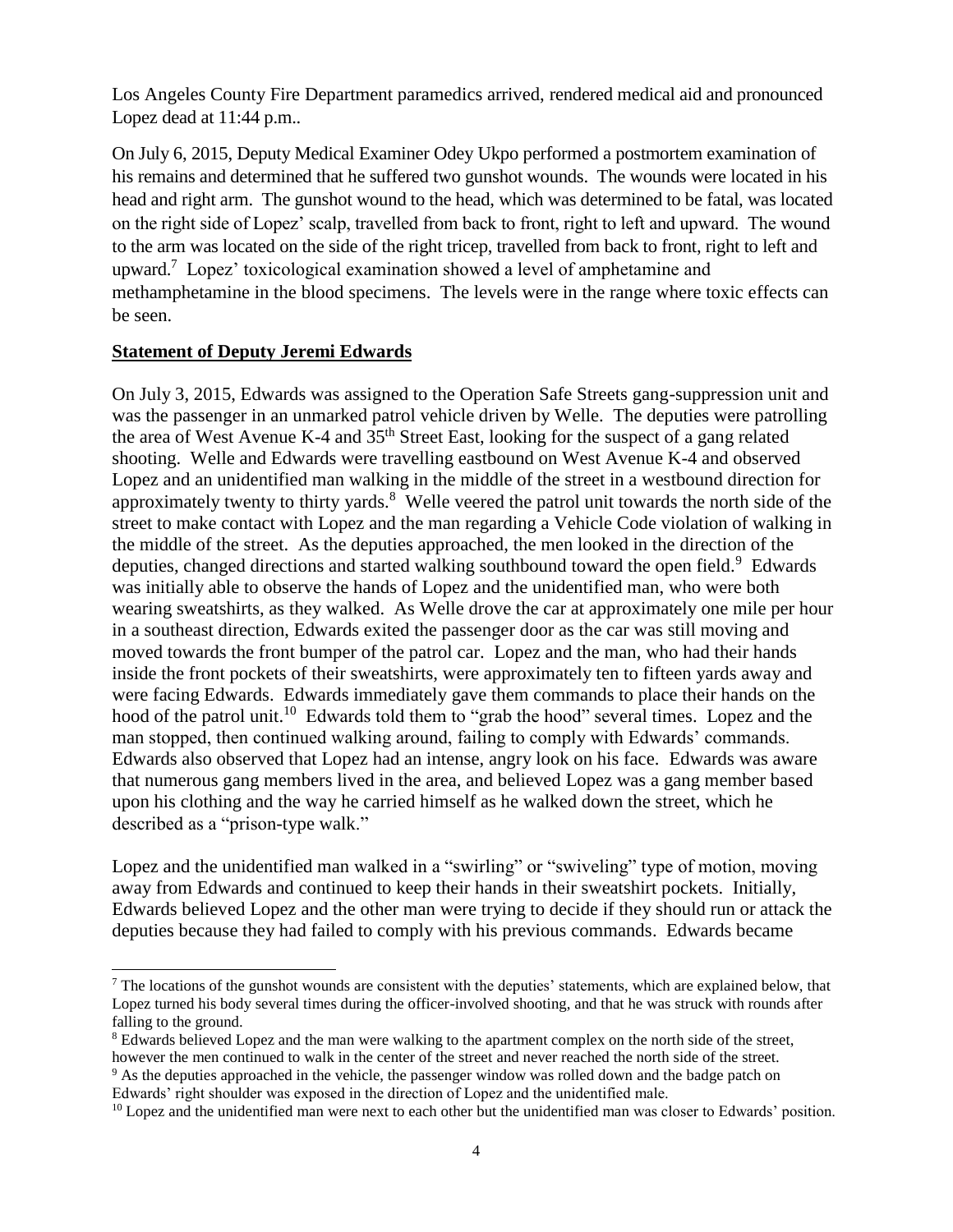Los Angeles County Fire Department paramedics arrived, rendered medical aid and pronounced Lopez dead at 11:44 p.m..

On July 6, 2015, Deputy Medical Examiner Odey Ukpo performed a postmortem examination of his remains and determined that he suffered two gunshot wounds. The wounds were located in his head and right arm. The gunshot wound to the head, which was determined to be fatal, was located on the right side of Lopez' scalp, travelled from back to front, right to left and upward. The wound to the arm was located on the side of the right tricep, travelled from back to front, right to left and upward.[7] Lopez' toxicological examination showed a level of amphetamine and methamphetamine in the blood specimens. The levels were in the range where toxic effects can be seen.

**Statement of Deputy Jeremi Edwards**

On July 3, 2015, Edwards was assigned to the Operation Safe Streets gang-suppression unit and was the passenger in an unmarked patrol vehicle driven by Welle. The deputies were patrolling the area of West Avenue K-4 and 35th Street East, looking for the suspect of a gang related shooting. Welle and Edwards were travelling eastbound on West Avenue K-4 and observed Lopez and an unidentified man walking in the middle of the street in a westbound direction for approximately twenty to thirty yards.[8] Welle veered the patrol unit towards the north side of the street to make contact with Lopez and the man regarding a Vehicle Code violation of walking in the middle of the street. As the deputies approached, the men looked in the direction of the deputies, changed directions and started walking southbound toward the open field.[9] Edwards was initially able to observe the hands of Lopez and the unidentified man, who were both wearing sweatshirts, as they walked. As Welle drove the car at approximately one mile per hour in a southeast direction, Edwards exited the passenger door as the car was still moving and moved towards the front bumper of the patrol car. Lopez and the man, who had their hands inside the front pockets of their sweatshirts, were approximately ten to fifteen yards away and were facing Edwards. Edwards immediately gave them commands to place their hands on the hood of the patrol unit.[10] Edwards told them to "grab the hood" several times. Lopez and the man stopped, then continued walking around, failing to comply with Edwards' commands. Edwards also observed that Lopez had an intense, angry look on his face. Edwards was aware that numerous gang members lived in the area, and believed Lopez was a gang member based upon his clothing and the way he carried himself as he walked down the street, which he described as a "prison-type walk."

Lopez and the unidentified man walked in a "swirling" or "swiveling" type of motion, moving away from Edwards and continued to keep their hands in their sweatshirt pockets. Initially, Edwards believed Lopez and the other man were trying to decide if they should run or attack the deputies because they had failed to comply with his previous commands. Edwards became

---

[7] The locations of the gunshot wounds are consistent with the deputies' statements, which are explained below, that Lopez turned his body several times during the officer-involved shooting, and that he was struck with rounds after falling to the ground.

[8] Edwards believed Lopez and the man were walking to the apartment complex on the north side of the street, however the men continued to walk in the center of the street and never reached the north side of the street.

[9] As the deputies approached in the vehicle, the passenger window was rolled down and the badge patch on Edwards' right shoulder was exposed in the direction of Lopez and the unidentified male.

[10] Lopez and the unidentified man were next to each other but the unidentified man was closer to Edwards' position.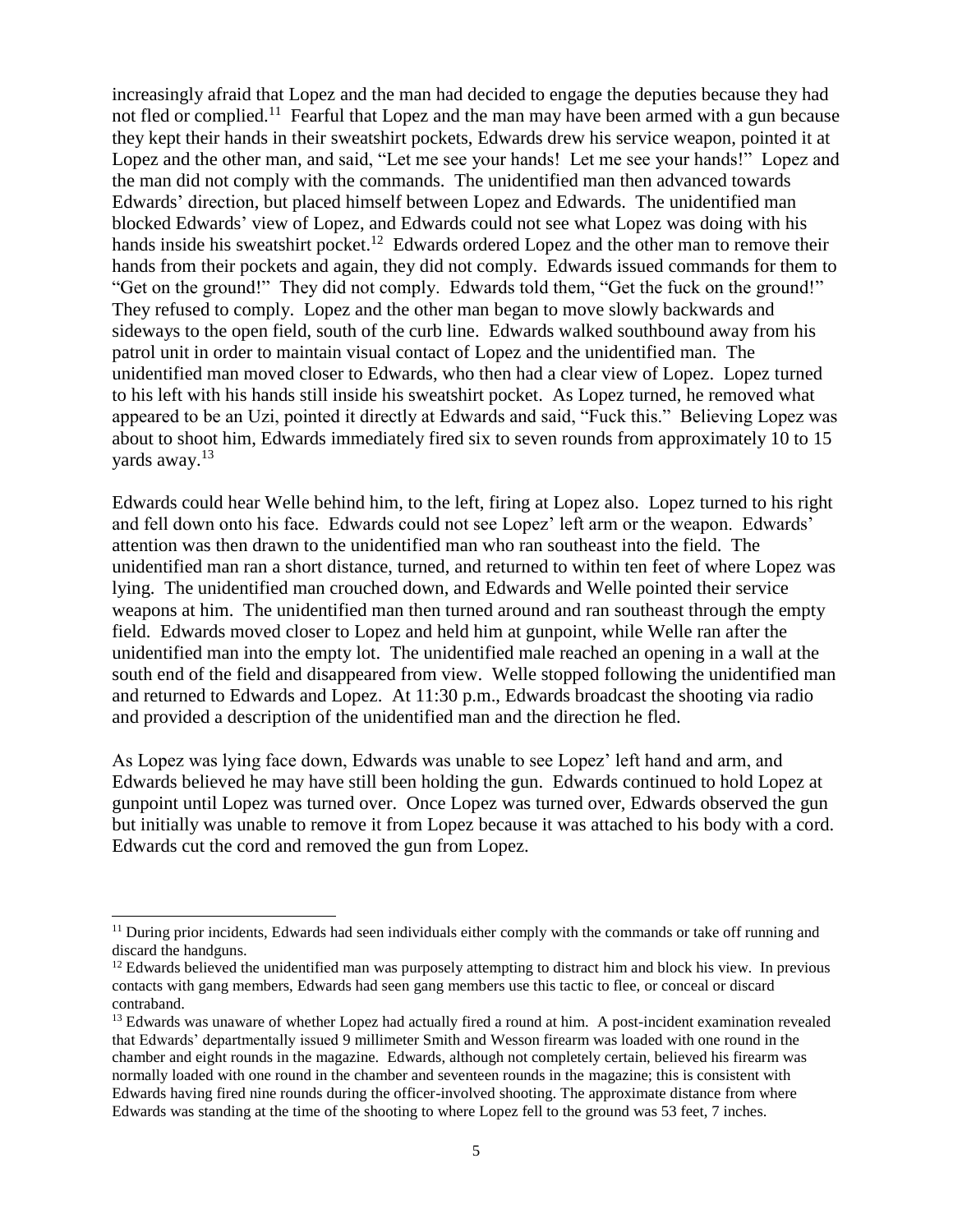increasingly afraid that Lopez and the man had decided to engage the deputies because they had not fled or complied.[11] Fearful that Lopez and the man may have been armed with a gun because they kept their hands in their sweatshirt pockets, Edwards drew his service weapon, pointed it at Lopez and the other man, and said, "Let me see your hands! Let me see your hands!" Lopez and the man did not comply with the commands. The unidentified man then advanced towards Edwards' direction, but placed himself between Lopez and Edwards. The unidentified man blocked Edwards' view of Lopez, and Edwards could not see what Lopez was doing with his hands inside his sweatshirt pocket.[12] Edwards ordered Lopez and the other man to remove their hands from their pockets and again, they did not comply. Edwards issued commands for them to "Get on the ground!" They did not comply. Edwards told them, "Get the fuck on the ground!" They refused to comply. Lopez and the other man began to move slowly backwards and sideways to the open field, south of the curb line. Edwards walked southbound away from his patrol unit in order to maintain visual contact of Lopez and the unidentified man. The unidentified man moved closer to Edwards, who then had a clear view of Lopez. Lopez turned to his left with his hands still inside his sweatshirt pocket. As Lopez turned, he removed what appeared to be an Uzi, pointed it directly at Edwards and said, "Fuck this." Believing Lopez was about to shoot him, Edwards immediately fired six to seven rounds from approximately 10 to 15 yards away.[13]

Edwards could hear Welle behind him, to the left, firing at Lopez also. Lopez turned to his right and fell down onto his face. Edwards could not see Lopez' left arm or the weapon. Edwards' attention was then drawn to the unidentified man who ran southeast into the field. The unidentified man ran a short distance, turned, and returned to within ten feet of where Lopez was lying. The unidentified man crouched down, and Edwards and Welle pointed their service weapons at him. The unidentified man then turned around and ran southeast through the empty field. Edwards moved closer to Lopez and held him at gunpoint, while Welle ran after the unidentified man into the empty lot. The unidentified male reached an opening in a wall at the south end of the field and disappeared from view. Welle stopped following the unidentified man and returned to Edwards and Lopez. At 11:30 p.m., Edwards broadcast the shooting via radio and provided a description of the unidentified man and the direction he fled.

As Lopez was lying face down, Edwards was unable to see Lopez' left hand and arm, and Edwards believed he may have still been holding the gun. Edwards continued to hold Lopez at gunpoint until Lopez was turned over. Once Lopez was turned over, Edwards observed the gun but initially was unable to remove it from Lopez because it was attached to his body with a cord. Edwards cut the cord and removed the gun from Lopez.

---

[11] During prior incidents, Edwards had seen individuals either comply with the commands or take off running and discard the handguns.

[12] Edwards believed the unidentified man was purposely attempting to distract him and block his view. In previous contacts with gang members, Edwards had seen gang members use this tactic to flee, or conceal or discard contraband.

[13] Edwards was unaware of whether Lopez had actually fired a round at him. A post-incident examination revealed that Edwards' departmentally issued 9 millimeter Smith and Wesson firearm was loaded with one round in the chamber and eight rounds in the magazine. Edwards, although not completely certain, believed his firearm was normally loaded with one round in the chamber and seventeen rounds in the magazine; this is consistent with Edwards having fired nine rounds during the officer-involved shooting. The approximate distance from where Edwards was standing at the time of the shooting to where Lopez fell to the ground was 53 feet, 7 inches.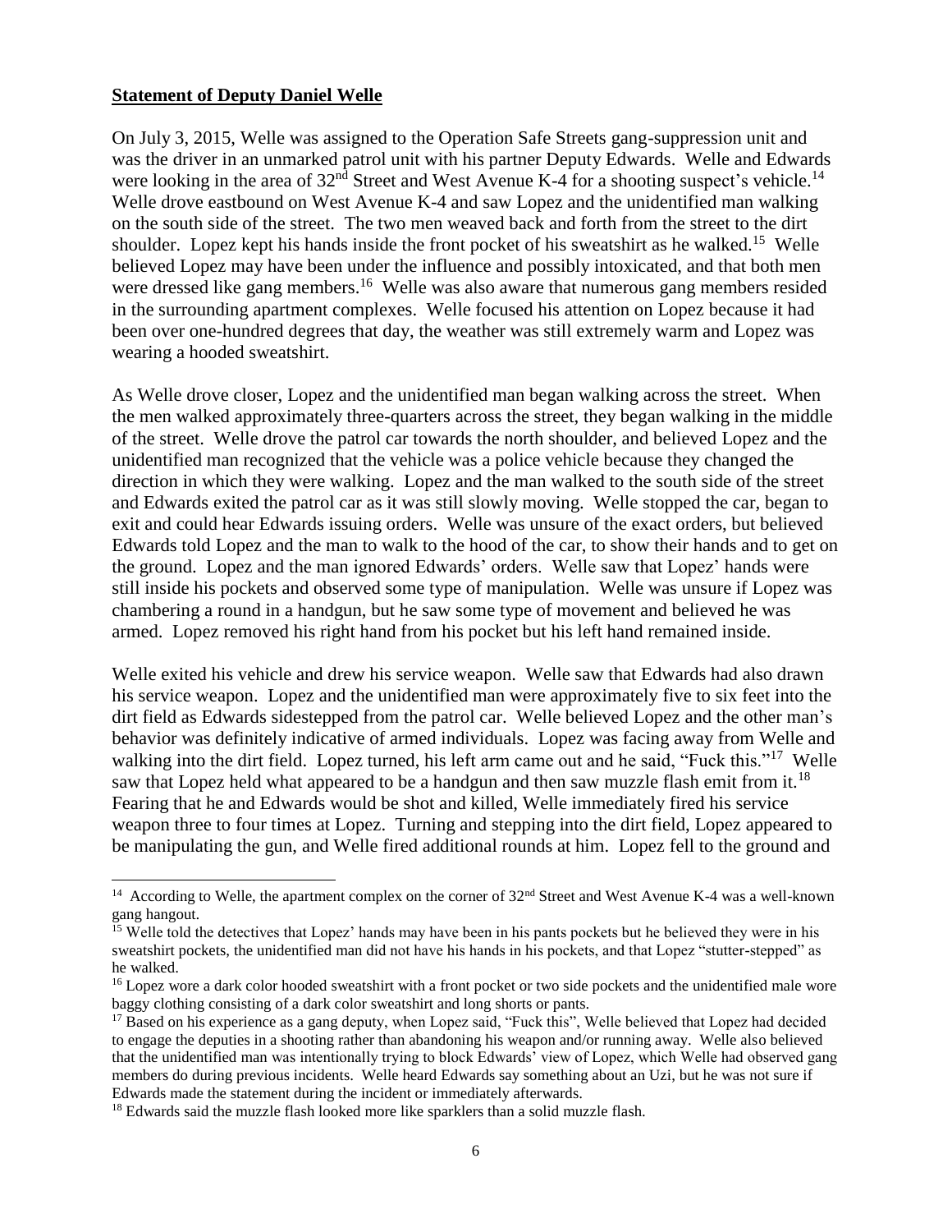**Statement of Deputy Daniel Welle**

On July 3, 2015, Welle was assigned to the Operation Safe Streets gang-suppression unit and was the driver in an unmarked patrol unit with his partner Deputy Edwards. Welle and Edwards were looking in the area of 32nd Street and West Avenue K-4 for a shooting suspect's vehicle.[14] Welle drove eastbound on West Avenue K-4 and saw Lopez and the unidentified man walking on the south side of the street. The two men weaved back and forth from the street to the dirt shoulder. Lopez kept his hands inside the front pocket of his sweatshirt as he walked.[15] Welle believed Lopez may have been under the influence and possibly intoxicated, and that both men were dressed like gang members.[16] Welle was also aware that numerous gang members resided in the surrounding apartment complexes. Welle focused his attention on Lopez because it had been over one-hundred degrees that day, the weather was still extremely warm and Lopez was wearing a hooded sweatshirt.

As Welle drove closer, Lopez and the unidentified man began walking across the street. When the men walked approximately three-quarters across the street, they began walking in the middle of the street. Welle drove the patrol car towards the north shoulder, and believed Lopez and the unidentified man recognized that the vehicle was a police vehicle because they changed the direction in which they were walking. Lopez and the man walked to the south side of the street and Edwards exited the patrol car as it was still slowly moving. Welle stopped the car, began to exit and could hear Edwards issuing orders. Welle was unsure of the exact orders, but believed Edwards told Lopez and the man to walk to the hood of the car, to show their hands and to get on the ground. Lopez and the man ignored Edwards' orders. Welle saw that Lopez' hands were still inside his pockets and observed some type of manipulation. Welle was unsure if Lopez was chambering a round in a handgun, but he saw some type of movement and believed he was armed. Lopez removed his right hand from his pocket but his left hand remained inside.

Welle exited his vehicle and drew his service weapon. Welle saw that Edwards had also drawn his service weapon. Lopez and the unidentified man were approximately five to six feet into the dirt field as Edwards sidestepped from the patrol car. Welle believed Lopez and the other man's behavior was definitely indicative of armed individuals. Lopez was facing away from Welle and walking into the dirt field. Lopez turned, his left arm came out and he said, "Fuck this."[17] Welle saw that Lopez held what appeared to be a handgun and then saw muzzle flash emit from it.[18] Fearing that he and Edwards would be shot and killed, Welle immediately fired his service weapon three to four times at Lopez. Turning and stepping into the dirt field, Lopez appeared to be manipulating the gun, and Welle fired additional rounds at him. Lopez fell to the ground and

---

[14] According to Welle, the apartment complex on the corner of 32nd Street and West Avenue K-4 was a well-known gang hangout.

[15] Welle told the detectives that Lopez' hands may have been in his pants pockets but he believed they were in his sweatshirt pockets, the unidentified man did not have his hands in his pockets, and that Lopez "stutter-stepped" as he walked.

[16] Lopez wore a dark color hooded sweatshirt with a front pocket or two side pockets and the unidentified male wore baggy clothing consisting of a dark color sweatshirt and long shorts or pants.

[17] Based on his experience as a gang deputy, when Lopez said, "Fuck this", Welle believed that Lopez had decided to engage the deputies in a shooting rather than abandoning his weapon and/or running away. Welle also believed that the unidentified man was intentionally trying to block Edwards' view of Lopez, which Welle had observed gang members do during previous incidents. Welle heard Edwards say something about an Uzi, but he was not sure if Edwards made the statement during the incident or immediately afterwards.

[18] Edwards said the muzzle flash looked more like sparklers than a solid muzzle flash.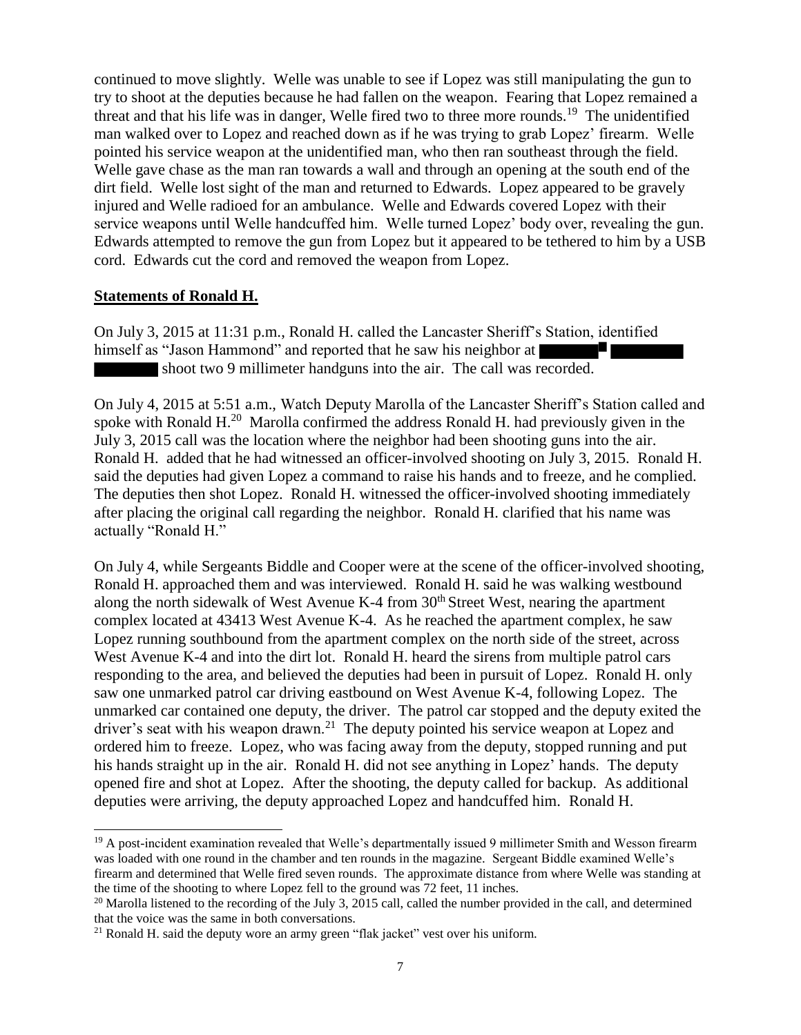continued to move slightly. Welle was unable to see if Lopez was still manipulating the gun to try to shoot at the deputies because he had fallen on the weapon. Fearing that Lopez remained a threat and that his life was in danger, Welle fired two to three more rounds.[19] The unidentified man walked over to Lopez and reached down as if he was trying to grab Lopez' firearm. Welle pointed his service weapon at the unidentified man, who then ran southeast through the field. Welle gave chase as the man ran towards a wall and through an opening at the south end of the dirt field. Welle lost sight of the man and returned to Edwards. Lopez appeared to be gravely injured and Welle radioed for an ambulance. Welle and Edwards covered Lopez with their service weapons until Welle handcuffed him. Welle turned Lopez' body over, revealing the gun. Edwards attempted to remove the gun from Lopez but it appeared to be tethered to him by a USB cord. Edwards cut the cord and removed the weapon from Lopez.

**Statements of Ronald H.**

On July 3, 2015 at 11:31 p.m., Ronald H. called the Lancaster Sheriff's Station, identified himself as "Jason Hammond" and reported that he saw his neighbor at ██████ ██████ ██████ shoot two 9 millimeter handguns into the air. The call was recorded.

On July 4, 2015 at 5:51 a.m., Watch Deputy Marolla of the Lancaster Sheriff's Station called and spoke with Ronald H.[20] Marolla confirmed the address Ronald H. had previously given in the July 3, 2015 call was the location where the neighbor had been shooting guns into the air. Ronald H. added that he had witnessed an officer-involved shooting on July 3, 2015. Ronald H. said the deputies had given Lopez a command to raise his hands and to freeze, and he complied. The deputies then shot Lopez. Ronald H. witnessed the officer-involved shooting immediately after placing the original call regarding the neighbor. Ronald H. clarified that his name was actually "Ronald H."

On July 4, while Sergeants Biddle and Cooper were at the scene of the officer-involved shooting, Ronald H. approached them and was interviewed. Ronald H. said he was walking westbound along the north sidewalk of West Avenue K-4 from 30th Street West, nearing the apartment complex located at 43413 West Avenue K-4. As he reached the apartment complex, he saw Lopez running southbound from the apartment complex on the north side of the street, across West Avenue K-4 and into the dirt lot. Ronald H. heard the sirens from multiple patrol cars responding to the area, and believed the deputies had been in pursuit of Lopez. Ronald H. only saw one unmarked patrol car driving eastbound on West Avenue K-4, following Lopez. The unmarked car contained one deputy, the driver. The patrol car stopped and the deputy exited the driver's seat with his weapon drawn.[21] The deputy pointed his service weapon at Lopez and ordered him to freeze. Lopez, who was facing away from the deputy, stopped running and put his hands straight up in the air. Ronald H. did not see anything in Lopez' hands. The deputy opened fire and shot at Lopez. After the shooting, the deputy called for backup. As additional deputies were arriving, the deputy approached Lopez and handcuffed him. Ronald H.

---

[19] A post-incident examination revealed that Welle's departmentally issued 9 millimeter Smith and Wesson firearm was loaded with one round in the chamber and ten rounds in the magazine. Sergeant Biddle examined Welle's firearm and determined that Welle fired seven rounds. The approximate distance from where Welle was standing at the time of the shooting to where Lopez fell to the ground was 72 feet, 11 inches.

[20] Marolla listened to the recording of the July 3, 2015 call, called the number provided in the call, and determined that the voice was the same in both conversations.

[21] Ronald H. said the deputy wore an army green "flak jacket" vest over his uniform.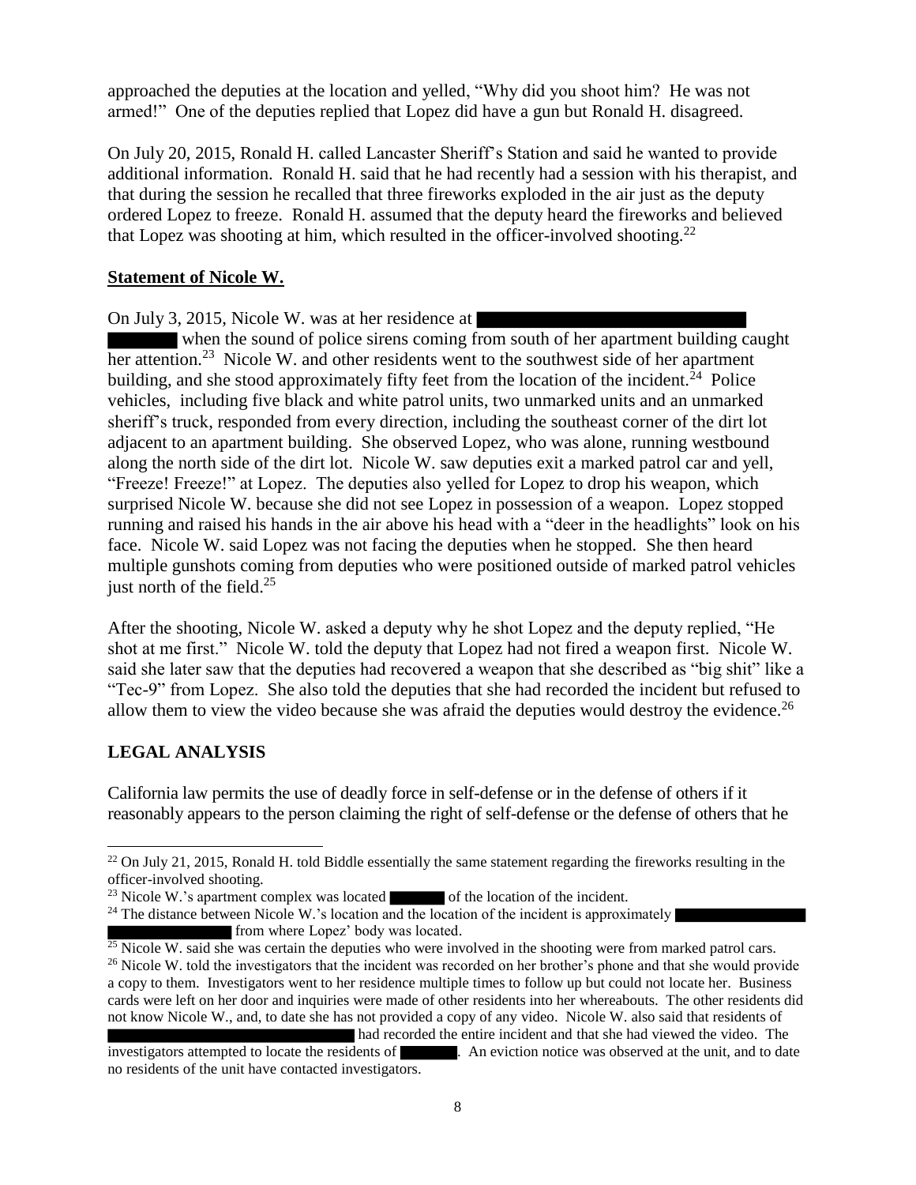approached the deputies at the location and yelled, "Why did you shoot him? He was not armed!" One of the deputies replied that Lopez did have a gun but Ronald H. disagreed.

On July 20, 2015, Ronald H. called Lancaster Sheriff's Station and said he wanted to provide additional information. Ronald H. said that he had recently had a session with his therapist, and that during the session he recalled that three fireworks exploded in the air just as the deputy ordered Lopez to freeze. Ronald H. assumed that the deputy heard the fireworks and believed that Lopez was shooting at him, which resulted in the officer-involved shooting.[22]

**Statement of Nicole W.**

On July 3, 2015, Nicole W. was at her residence at ████████████████ ████ when the sound of police sirens coming from south of her apartment building caught her attention.[23] Nicole W. and other residents went to the southwest side of her apartment building, and she stood approximately fifty feet from the location of the incident.[24] Police vehicles, including five black and white patrol units, two unmarked units and an unmarked sheriff's truck, responded from every direction, including the southeast corner of the dirt lot adjacent to an apartment building. She observed Lopez, who was alone, running westbound along the north side of the dirt lot. Nicole W. saw deputies exit a marked patrol car and yell, "Freeze! Freeze!" at Lopez. The deputies also yelled for Lopez to drop his weapon, which surprised Nicole W. because she did not see Lopez in possession of a weapon. Lopez stopped running and raised his hands in the air above his head with a "deer in the headlights" look on his face. Nicole W. said Lopez was not facing the deputies when he stopped. She then heard multiple gunshots coming from deputies who were positioned outside of marked patrol vehicles just north of the field.[25]

After the shooting, Nicole W. asked a deputy why he shot Lopez and the deputy replied, "He shot at me first." Nicole W. told the deputy that Lopez had not fired a weapon first. Nicole W. said she later saw that the deputies had recovered a weapon that she described as "big shit" like a "Tec-9" from Lopez. She also told the deputies that she had recorded the incident but refused to allow them to view the video because she was afraid the deputies would destroy the evidence.[26]

## LEGAL ANALYSIS

California law permits the use of deadly force in self-defense or in the defense of others if it reasonably appears to the person claiming the right of self-defense or the defense of others that he

---

[22] On July 21, 2015, Ronald H. told Biddle essentially the same statement regarding the fireworks resulting in the officer-involved shooting.

[23] Nicole W.'s apartment complex was located ████ of the location of the incident.

[24] The distance between Nicole W.'s location and the location of the incident is approximately ████████ ████████ from where Lopez' body was located.

[25] Nicole W. said she was certain the deputies who were involved in the shooting were from marked patrol cars.

[26] Nicole W. told the investigators that the incident was recorded on her brother's phone and that she would provide a copy to them. Investigators went to her residence multiple times to follow up but could not locate her. Business cards were left on her door and inquiries were made of other residents into her whereabouts. The other residents did not know Nicole W., and, to date she has not provided a copy of any video. Nicole W. also said that residents of ████████████████ had recorded the entire incident and that she had viewed the video. The investigators attempted to locate the residents of ████. An eviction notice was observed at the unit, and to date no residents of the unit have contacted investigators.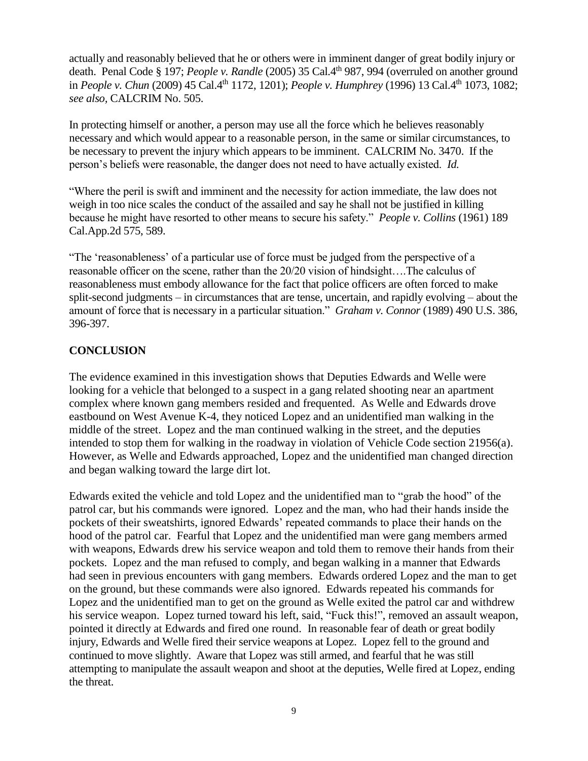actually and reasonably believed that he or others were in imminent danger of great bodily injury or death. Penal Code § 197; *People v. Randle* (2005) 35 Cal.4th 987, 994 (overruled on another ground in *People v. Chun* (2009) 45 Cal.4th 1172, 1201); *People v. Humphrey* (1996) 13 Cal.4th 1073, 1082; *see also*, CALCRIM No. 505.

In protecting himself or another, a person may use all the force which he believes reasonably necessary and which would appear to a reasonable person, in the same or similar circumstances, to be necessary to prevent the injury which appears to be imminent. CALCRIM No. 3470. If the person's beliefs were reasonable, the danger does not need to have actually existed. *Id.*

"Where the peril is swift and imminent and the necessity for action immediate, the law does not weigh in too nice scales the conduct of the assailed and say he shall not be justified in killing because he might have resorted to other means to secure his safety." *People v. Collins* (1961) 189 Cal.App.2d 575, 589.

"The 'reasonableness' of a particular use of force must be judged from the perspective of a reasonable officer on the scene, rather than the 20/20 vision of hindsight….The calculus of reasonableness must embody allowance for the fact that police officers are often forced to make split-second judgments – in circumstances that are tense, uncertain, and rapidly evolving – about the amount of force that is necessary in a particular situation." *Graham v. Connor* (1989) 490 U.S. 386, 396-397.

**CONCLUSION**

The evidence examined in this investigation shows that Deputies Edwards and Welle were looking for a vehicle that belonged to a suspect in a gang related shooting near an apartment complex where known gang members resided and frequented. As Welle and Edwards drove eastbound on West Avenue K-4, they noticed Lopez and an unidentified man walking in the middle of the street. Lopez and the man continued walking in the street, and the deputies intended to stop them for walking in the roadway in violation of Vehicle Code section 21956(a). However, as Welle and Edwards approached, Lopez and the unidentified man changed direction and began walking toward the large dirt lot.

Edwards exited the vehicle and told Lopez and the unidentified man to "grab the hood" of the patrol car, but his commands were ignored. Lopez and the man, who had their hands inside the pockets of their sweatshirts, ignored Edwards' repeated commands to place their hands on the hood of the patrol car. Fearful that Lopez and the unidentified man were gang members armed with weapons, Edwards drew his service weapon and told them to remove their hands from their pockets. Lopez and the man refused to comply, and began walking in a manner that Edwards had seen in previous encounters with gang members. Edwards ordered Lopez and the man to get on the ground, but these commands were also ignored. Edwards repeated his commands for Lopez and the unidentified man to get on the ground as Welle exited the patrol car and withdrew his service weapon. Lopez turned toward his left, said, "Fuck this!", removed an assault weapon, pointed it directly at Edwards and fired one round. In reasonable fear of death or great bodily injury, Edwards and Welle fired their service weapons at Lopez. Lopez fell to the ground and continued to move slightly. Aware that Lopez was still armed, and fearful that he was still attempting to manipulate the assault weapon and shoot at the deputies, Welle fired at Lopez, ending the threat.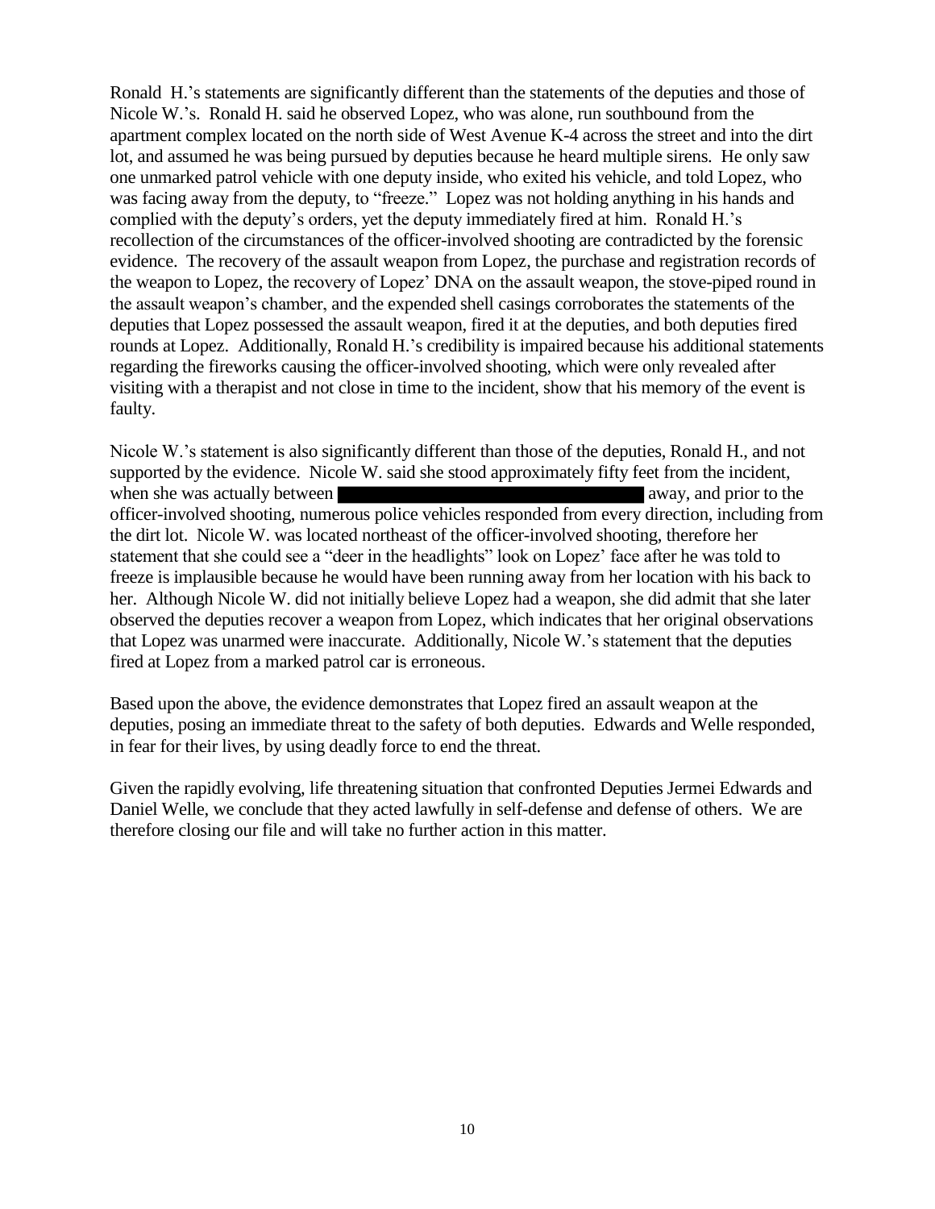Ronald H.'s statements are significantly different than the statements of the deputies and those of Nicole W.'s. Ronald H. said he observed Lopez, who was alone, run southbound from the apartment complex located on the north side of West Avenue K-4 across the street and into the dirt lot, and assumed he was being pursued by deputies because he heard multiple sirens. He only saw one unmarked patrol vehicle with one deputy inside, who exited his vehicle, and told Lopez, who was facing away from the deputy, to "freeze." Lopez was not holding anything in his hands and complied with the deputy's orders, yet the deputy immediately fired at him. Ronald H.'s recollection of the circumstances of the officer-involved shooting are contradicted by the forensic evidence. The recovery of the assault weapon from Lopez, the purchase and registration records of the weapon to Lopez, the recovery of Lopez' DNA on the assault weapon, the stove-piped round in the assault weapon's chamber, and the expended shell casings corroborates the statements of the deputies that Lopez possessed the assault weapon, fired it at the deputies, and both deputies fired rounds at Lopez. Additionally, Ronald H.'s credibility is impaired because his additional statements regarding the fireworks causing the officer-involved shooting, which were only revealed after visiting with a therapist and not close in time to the incident, show that his memory of the event is faulty.

Nicole W.'s statement is also significantly different than those of the deputies, Ronald H., and not supported by the evidence. Nicole W. said she stood approximately fifty feet from the incident, when she was actually between [REDACTED] away, and prior to the officer-involved shooting, numerous police vehicles responded from every direction, including from the dirt lot. Nicole W. was located northeast of the officer-involved shooting, therefore her statement that she could see a "deer in the headlights" look on Lopez' face after he was told to freeze is implausible because he would have been running away from her location with his back to her. Although Nicole W. did not initially believe Lopez had a weapon, she did admit that she later observed the deputies recover a weapon from Lopez, which indicates that her original observations that Lopez was unarmed were inaccurate. Additionally, Nicole W.'s statement that the deputies fired at Lopez from a marked patrol car is erroneous.

Based upon the above, the evidence demonstrates that Lopez fired an assault weapon at the deputies, posing an immediate threat to the safety of both deputies. Edwards and Welle responded, in fear for their lives, by using deadly force to end the threat.

Given the rapidly evolving, life threatening situation that confronted Deputies Jermei Edwards and Daniel Welle, we conclude that they acted lawfully in self-defense and defense of others. We are therefore closing our file and will take no further action in this matter.